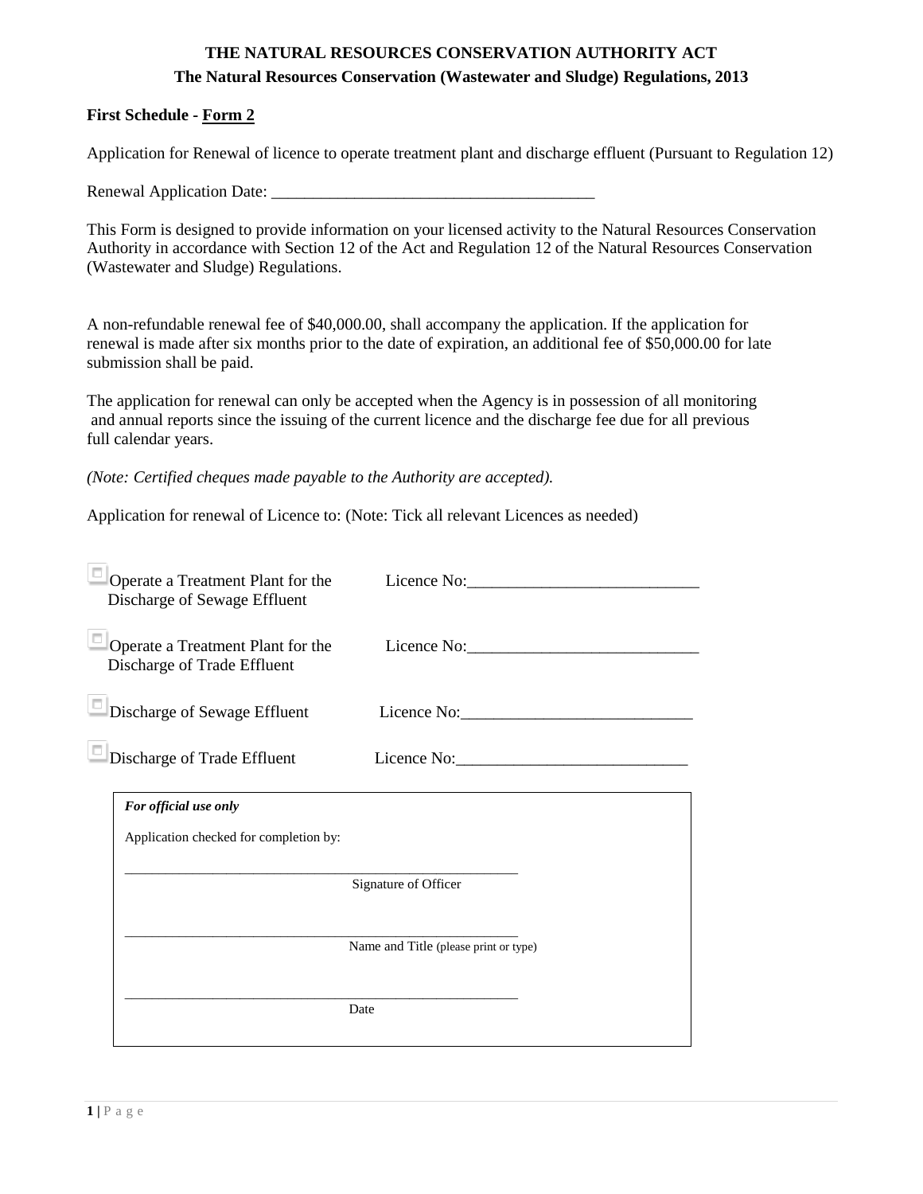# THE NATURAL RESOURCES CONSERVATION AUTHORITY ACT

## The Natural Resources Conservation (Wastewater and Sludge) Regulations, 2013

**First Schedule - Form 2**

Application for Renewal of licence to operate treatment plant and discharge effluent (Pursuant to Regulation 12)

Renewal Application Date: ________________________________________

This Form is designed to provide information on your licensed activity to the Natural Resources Conservation Authority in accordance with Section 12 of the Act and Regulation 12 of the Natural Resources Conservation (Wastewater and Sludge) Regulations.

A non-refundable renewal fee of $40,000.00, shall accompany the application. If the application for renewal is made after six months prior to the date of expiration, an additional fee of $50,000.00 for late submission shall be paid.

The application for renewal can only be accepted when the Agency is in possession of all monitoring and annual reports since the issuing of the current licence and the discharge fee due for all previous full calendar years.

*(Note: Certified cheques made payable to the Authority are accepted).*

Application for renewal of Licence to: (Note: Tick all relevant Licences as needed)

- ☐ Operate a Treatment Plant for the Discharge of Sewage Effluent — Licence No:____________________________
- ☐ Operate a Treatment Plant for the Discharge of Trade Effluent — Licence No:____________________________
- ☐ Discharge of Sewage Effluent — Licence No:____________________________
- ☐ Discharge of Trade Effluent — Licence No:____________________________

---

***For official use only***

Application checked for completion by:

_________________________________________________________
Signature of Officer

_________________________________________________________
Name and Title (please print or type)

_________________________________________________________
Date

---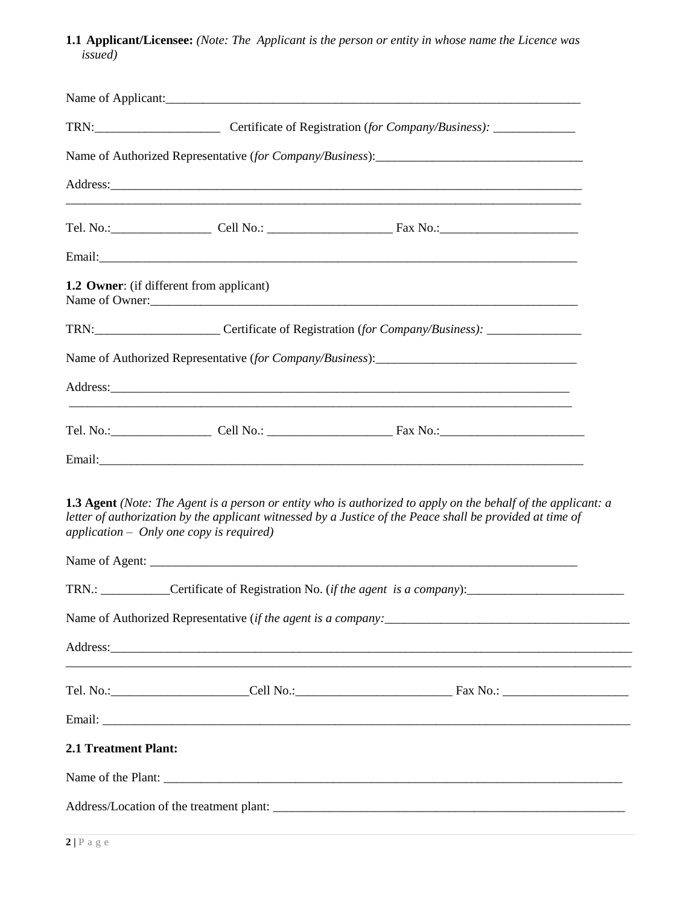**1.1 Applicant/Licensee:** *(Note: The Applicant is the person or entity in whose name the Licence was issued)*

Name of Applicant:_______________________________________________________________________

TRN:____________________ Certificate of Registration (*for Company/Business):* _____________

Name of Authorized Representative (*for Company/Business*):_________________________________

Address:_________________________________________________________________________________
_________________________________________________________________________________________

Tel. No.:________________ Cell No.: ____________________ Fax No.:______________________

Email:____________________________________________________________________________________

**1.2 Owner**: (if different from applicant)
Name of Owner:____________________________________________________________________________

TRN:____________________ Certificate of Registration (*for Company/Business):* _______________

Name of Authorized Representative (*for Company/Business*):________________________________

Address:_________________________________________________________________________________
_________________________________________________________________________________________

Tel. No.:________________ Cell No.: ____________________ Fax No.:_______________________

Email:____________________________________________________________________________________

**1.3 Agent** *(Note: The Agent is a person or entity who is authorized to apply on the behalf of the applicant: a letter of authorization by the applicant witnessed by a Justice of the Peace shall be provided at time of application – Only one copy is required)*

Name of Agent: ___________________________________________________________________________

TRN.: ___________Certificate of Registration No. (*if the agent is a company*):_________________________

Name of Authorized Representative (*if the agent is a company:*_______________________________________

Address:_________________________________________________________________________________________
_________________________________________________________________________________________________

Tel. No.:______________________Cell No.:_________________________ Fax No.: ____________________

Email: ___________________________________________________________________________________________

**2.1 Treatment Plant:**

Name of the Plant: _______________________________________________________________________________

Address/Location of the treatment plant: _________________________________________________________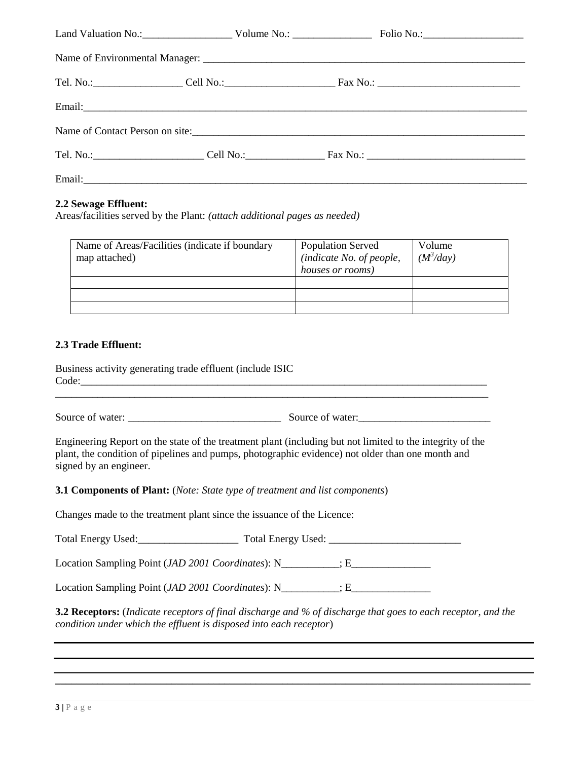Land Valuation No.:_________________ Volume No.: _______________ Folio No.:___________________

Name of Environmental Manager: ______________________________________________________________

Tel. No.:_________________ Cell No.:_____________________ Fax No.: ___________________________

Email:____________________________________________________________________________________

Name of Contact Person on site:_______________________________________________________________

Tel. No.:_____________________ Cell No.:_______________ Fax No.: ______________________________

Email:____________________________________________________________________________________

**2.2 Sewage Effluent:**
Areas/facilities served by the Plant: *(attach additional pages as needed)*

| Name of Areas/Facilities (indicate if boundary map attached) | Population Served *(indicate No. of people, houses or rooms)* | Volume *($M^3$/day)* |
|---|---|---|
| | | |
| | | |
| | | |

**2.3 Trade Effluent:**

Business activity generating trade effluent (include ISIC Code:_______________________________________________________________________________
_____________________________________________________________________________________

Source of water: ______________________________ Source of water:_________________________

Engineering Report on the state of the treatment plant (including but not limited to the integrity of the plant, the condition of pipelines and pumps, photographic evidence) not older than one month and signed by an engineer.

**3.1 Components of Plant:** (*Note: State type of treatment and list components*)

Changes made to the treatment plant since the issuance of the Licence:

Total Energy Used:___________________ Total Energy Used: _________________________

Location Sampling Point (*JAD 2001 Coordinates*): N___________; E_______________

Location Sampling Point (*JAD 2001 Coordinates*): N___________; E_______________

**3.2 Receptors:** (*Indicate receptors of final discharge and % of discharge that goes to each receptor, and the condition under which the effluent is disposed into each receptor*)

_____________________________________________________________________________________

_____________________________________________________________________________________

_____________________________________________________________________________________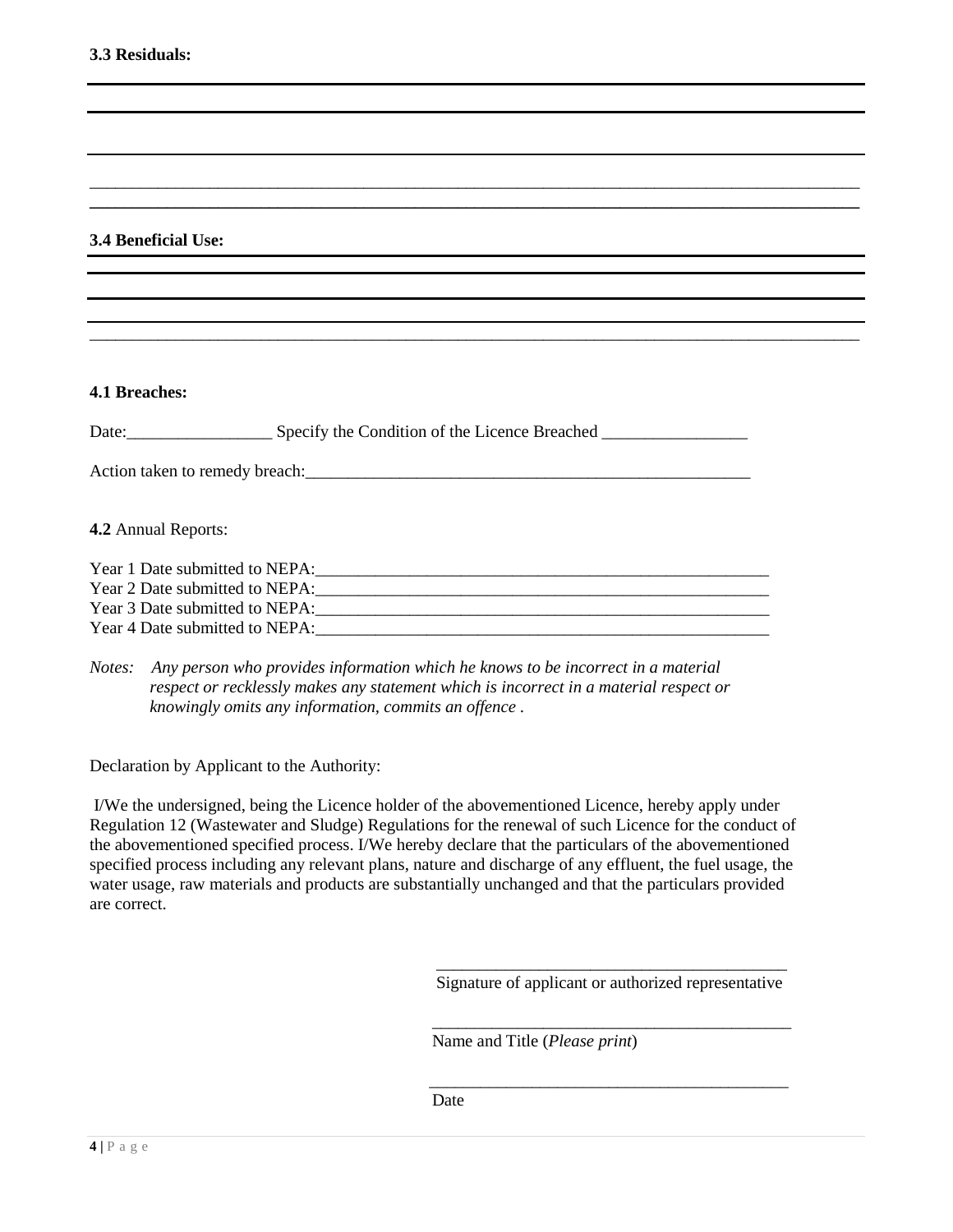**3.3 Residuals:**

________________________________________________________________________________________

________________________________________________________________________________________

________________________________________________________________________________________

________________________________________________________________________________________

________________________________________________________________________________________

**3.4 Beneficial Use:**

________________________________________________________________________________________

________________________________________________________________________________________

________________________________________________________________________________________

________________________________________________________________________________________

________________________________________________________________________________________

**4.1 Breaches:**

Date:_________________ Specify the Condition of the Licence Breached _________________

Action taken to remedy breach:_____________________________________________________

**4.2** Annual Reports:

Year 1 Date submitted to NEPA:_____________________________________________________
Year 2 Date submitted to NEPA:_____________________________________________________
Year 3 Date submitted to NEPA:_____________________________________________________
Year 4 Date submitted to NEPA:_____________________________________________________

*Notes: Any person who provides information which he knows to be incorrect in a material respect or recklessly makes any statement which is incorrect in a material respect or knowingly omits any information, commits an offence .*

Declaration by Applicant to the Authority:

I/We the undersigned, being the Licence holder of the abovementioned Licence, hereby apply under Regulation 12 (Wastewater and Sludge) Regulations for the renewal of such Licence for the conduct of the abovementioned specified process. I/We hereby declare that the particulars of the abovementioned specified process including any relevant plans, nature and discharge of any effluent, the fuel usage, the water usage, raw materials and products are substantially unchanged and that the particulars provided are correct.

____________________________________________
Signature of applicant or authorized representative

____________________________________________
Name and Title (*Please print*)

____________________________________________
Date